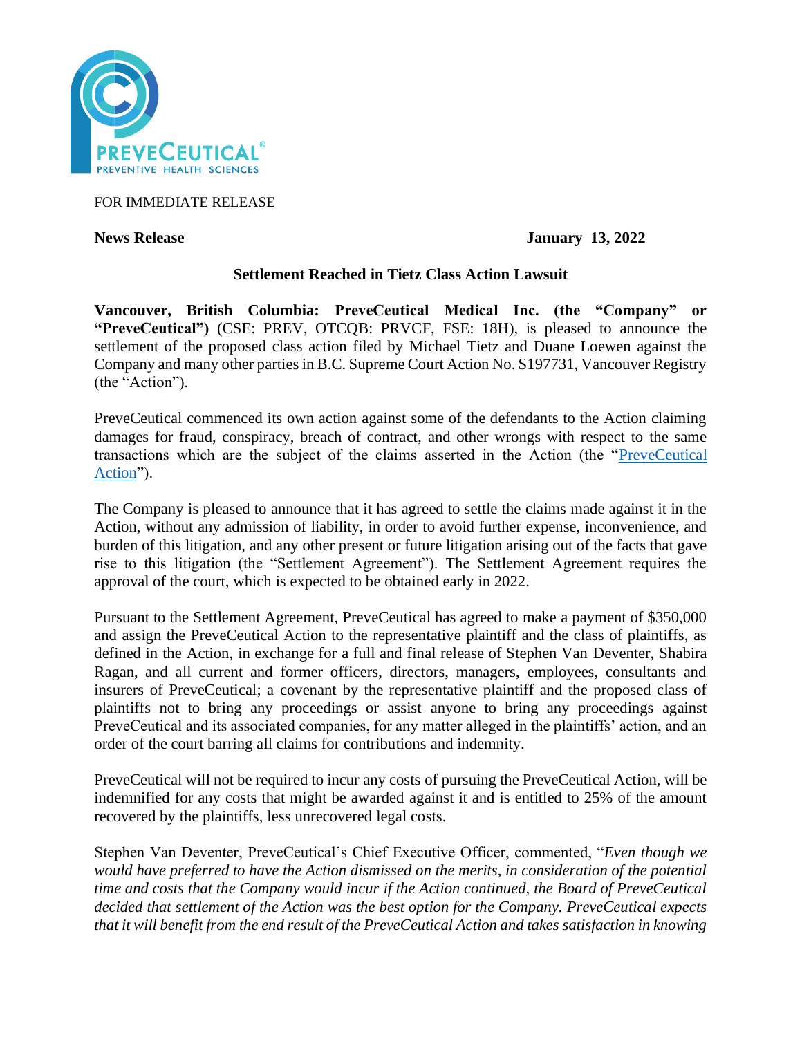FOR IMMEDIATE RELEASE

**News Release** **January 13, 2022**

## Settlement Reached in Tietz Class Action Lawsuit

**Vancouver, British Columbia: PreveCeutical Medical Inc. (the "Company" or "PreveCeutical")** (CSE: PREV, OTCQB: PRVCF, FSE: 18H), is pleased to announce the settlement of the proposed class action filed by Michael Tietz and Duane Loewen against the Company and many other parties in B.C. Supreme Court Action No. S197731, Vancouver Registry (the "Action").

PreveCeutical commenced its own action against some of the defendants to the Action claiming damages for fraud, conspiracy, breach of contract, and other wrongs with respect to the same transactions which are the subject of the claims asserted in the Action (the "PreveCeutical Action").

The Company is pleased to announce that it has agreed to settle the claims made against it in the Action, without any admission of liability, in order to avoid further expense, inconvenience, and burden of this litigation, and any other present or future litigation arising out of the facts that gave rise to this litigation (the "Settlement Agreement"). The Settlement Agreement requires the approval of the court, which is expected to be obtained early in 2022.

Pursuant to the Settlement Agreement, PreveCeutical has agreed to make a payment of $350,000 and assign the PreveCeutical Action to the representative plaintiff and the class of plaintiffs, as defined in the Action, in exchange for a full and final release of Stephen Van Deventer, Shabira Ragan, and all current and former officers, directors, managers, employees, consultants and insurers of PreveCeutical; a covenant by the representative plaintiff and the proposed class of plaintiffs not to bring any proceedings or assist anyone to bring any proceedings against PreveCeutical and its associated companies, for any matter alleged in the plaintiffs' action, and an order of the court barring all claims for contributions and indemnity.

PreveCeutical will not be required to incur any costs of pursuing the PreveCeutical Action, will be indemnified for any costs that might be awarded against it and is entitled to 25% of the amount recovered by the plaintiffs, less unrecovered legal costs.

Stephen Van Deventer, PreveCeutical's Chief Executive Officer, commented, "*Even though we would have preferred to have the Action dismissed on the merits, in consideration of the potential time and costs that the Company would incur if the Action continued, the Board of PreveCeutical decided that settlement of the Action was the best option for the Company. PreveCeutical expects that it will benefit from the end result of the PreveCeutical Action and takes satisfaction in knowing*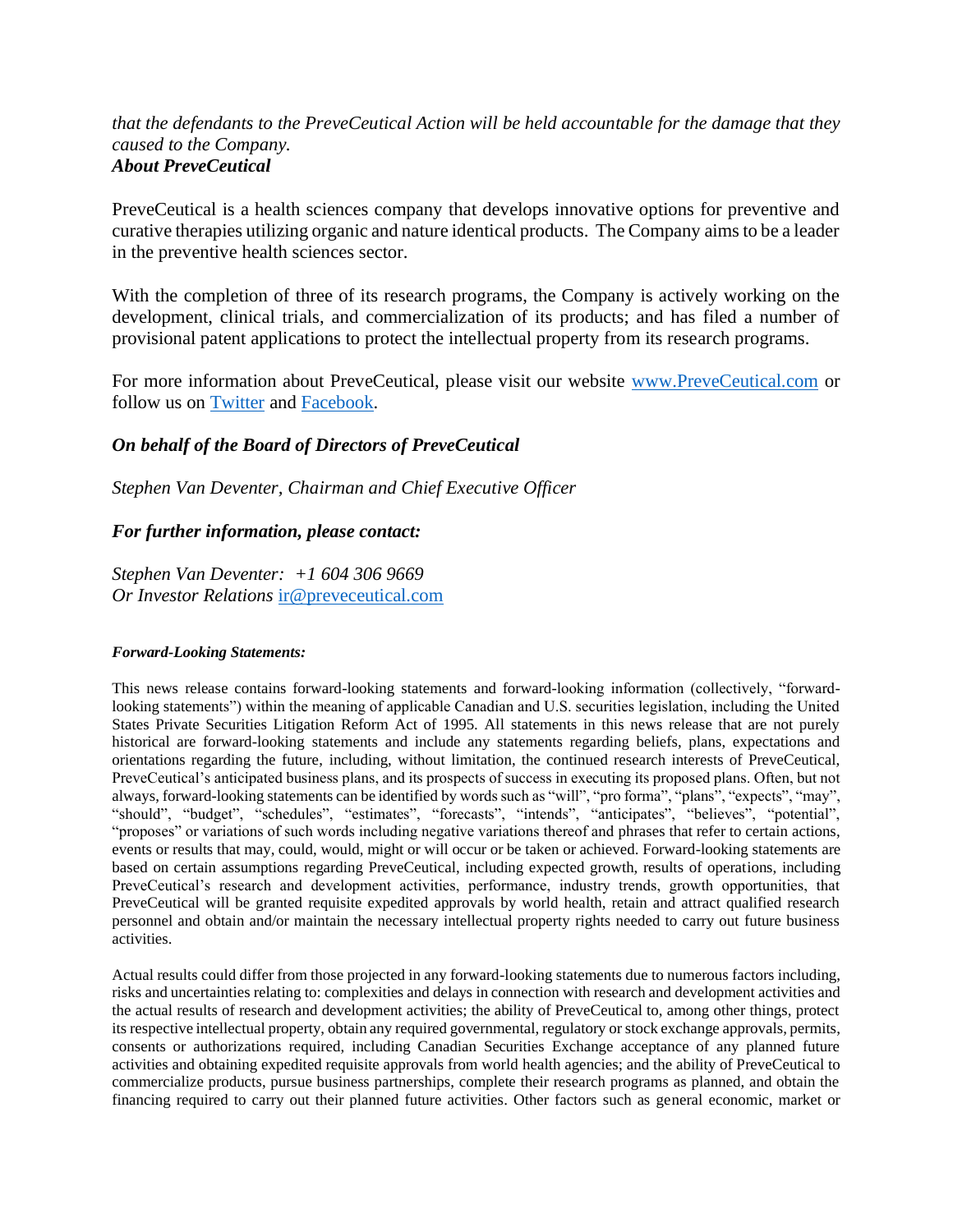*that the defendants to the PreveCeutical Action will be held accountable for the damage that they caused to the Company.*

***About PreveCeutical***

PreveCeutical is a health sciences company that develops innovative options for preventive and curative therapies utilizing organic and nature identical products. The Company aims to be a leader in the preventive health sciences sector.

With the completion of three of its research programs, the Company is actively working on the development, clinical trials, and commercialization of its products; and has filed a number of provisional patent applications to protect the intellectual property from its research programs.

For more information about PreveCeutical, please visit our website [www.PreveCeutical.com](http://www.PreveCeutical.com) or follow us on [Twitter]() and [Facebook]().

***On behalf of the Board of Directors of PreveCeutical***

*Stephen Van Deventer, Chairman and Chief Executive Officer*

***For further information, please contact:***

*Stephen Van Deventer: +1 604 306 9669*
*Or Investor Relations* [ir@preveceutical.com](mailto:ir@preveceutical.com)

***Forward-Looking Statements:***

This news release contains forward-looking statements and forward-looking information (collectively, "forward-looking statements") within the meaning of applicable Canadian and U.S. securities legislation, including the United States Private Securities Litigation Reform Act of 1995. All statements in this news release that are not purely historical are forward-looking statements and include any statements regarding beliefs, plans, expectations and orientations regarding the future, including, without limitation, the continued research interests of PreveCeutical, PreveCeutical's anticipated business plans, and its prospects of success in executing its proposed plans. Often, but not always, forward-looking statements can be identified by words such as "will", "pro forma", "plans", "expects", "may", "should", "budget", "schedules", "estimates", "forecasts", "intends", "anticipates", "believes", "potential", "proposes" or variations of such words including negative variations thereof and phrases that refer to certain actions, events or results that may, could, would, might or will occur or be taken or achieved. Forward-looking statements are based on certain assumptions regarding PreveCeutical, including expected growth, results of operations, including PreveCeutical's research and development activities, performance, industry trends, growth opportunities, that PreveCeutical will be granted requisite expedited approvals by world health, retain and attract qualified research personnel and obtain and/or maintain the necessary intellectual property rights needed to carry out future business activities.

Actual results could differ from those projected in any forward-looking statements due to numerous factors including, risks and uncertainties relating to: complexities and delays in connection with research and development activities and the actual results of research and development activities; the ability of PreveCeutical to, among other things, protect its respective intellectual property, obtain any required governmental, regulatory or stock exchange approvals, permits, consents or authorizations required, including Canadian Securities Exchange acceptance of any planned future activities and obtaining expedited requisite approvals from world health agencies; and the ability of PreveCeutical to commercialize products, pursue business partnerships, complete their research programs as planned, and obtain the financing required to carry out their planned future activities. Other factors such as general economic, market or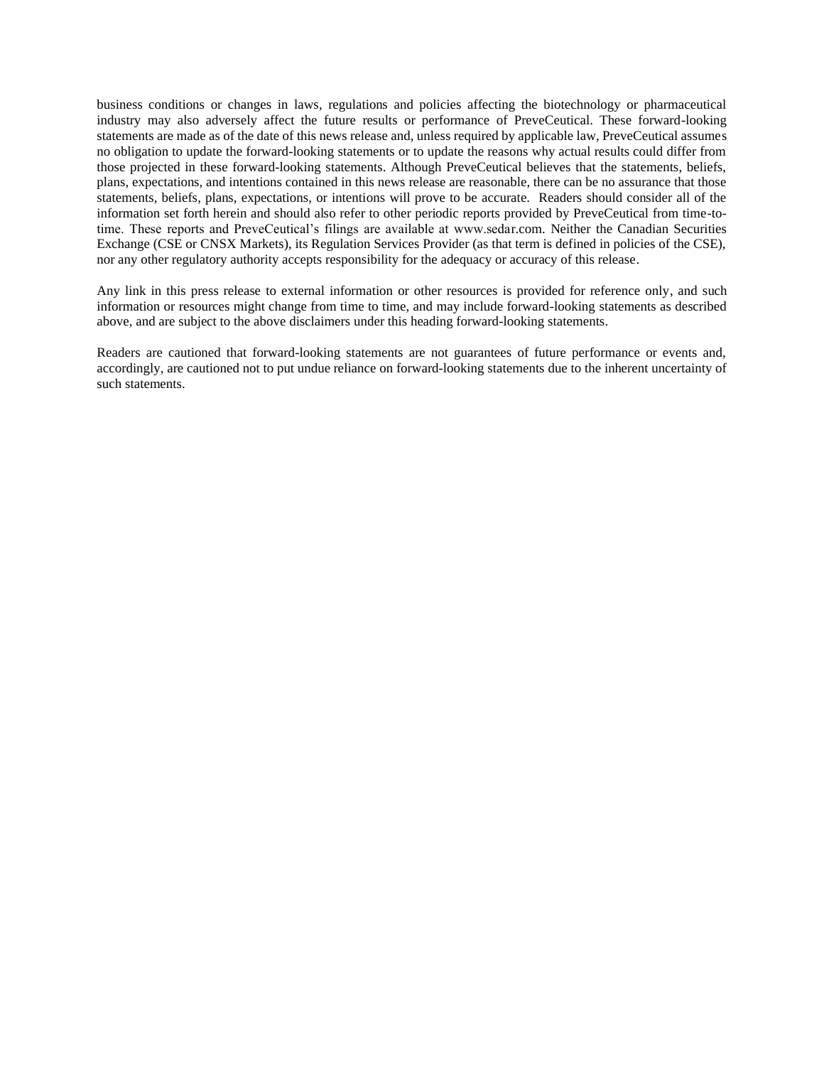business conditions or changes in laws, regulations and policies affecting the biotechnology or pharmaceutical industry may also adversely affect the future results or performance of PreveCeutical. These forward-looking statements are made as of the date of this news release and, unless required by applicable law, PreveCeutical assumes no obligation to update the forward-looking statements or to update the reasons why actual results could differ from those projected in these forward-looking statements. Although PreveCeutical believes that the statements, beliefs, plans, expectations, and intentions contained in this news release are reasonable, there can be no assurance that those statements, beliefs, plans, expectations, or intentions will prove to be accurate. Readers should consider all of the information set forth herein and should also refer to other periodic reports provided by PreveCeutical from time-to-time. These reports and PreveCeutical's filings are available at www.sedar.com. Neither the Canadian Securities Exchange (CSE or CNSX Markets), its Regulation Services Provider (as that term is defined in policies of the CSE), nor any other regulatory authority accepts responsibility for the adequacy or accuracy of this release.

Any link in this press release to external information or other resources is provided for reference only, and such information or resources might change from time to time, and may include forward-looking statements as described above, and are subject to the above disclaimers under this heading forward-looking statements.

Readers are cautioned that forward-looking statements are not guarantees of future performance or events and, accordingly, are cautioned not to put undue reliance on forward-looking statements due to the inherent uncertainty of such statements.